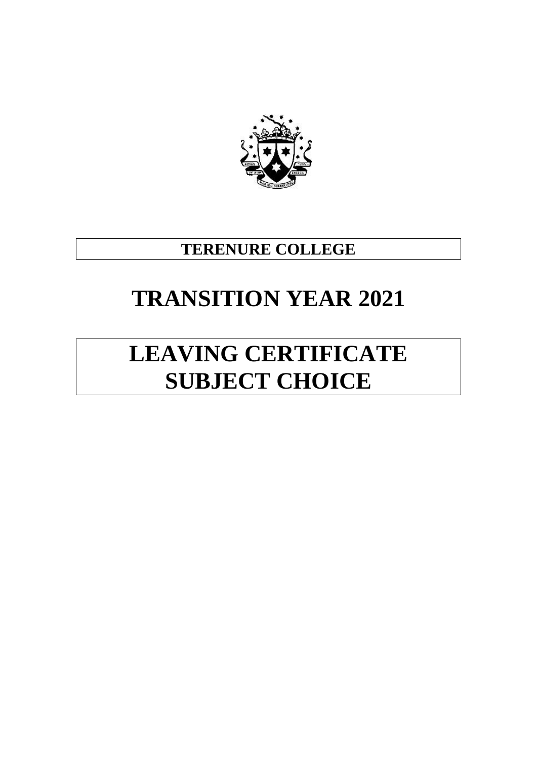**TERENURE COLLEGE**

# TRANSITION YEAR 2021

# LEAVING CERTIFICATE SUBJECT CHOICE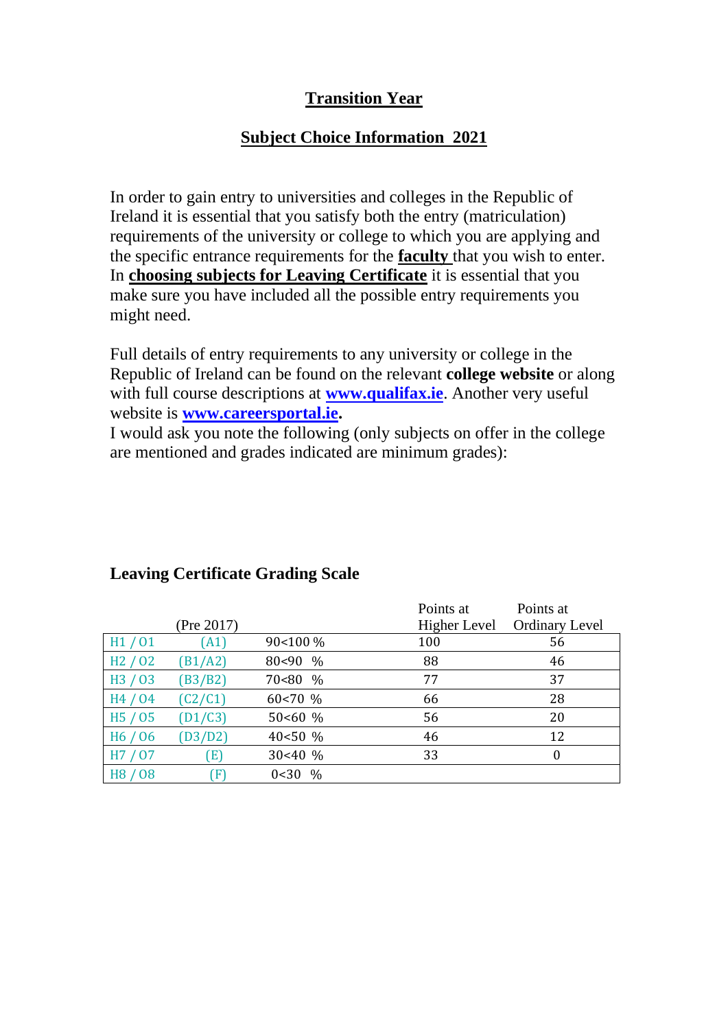## **Transition Year**

## **Subject Choice Information 2021**

In order to gain entry to universities and colleges in the Republic of Ireland it is essential that you satisfy both the entry (matriculation) requirements of the university or college to which you are applying and the specific entrance requirements for the **faculty** that you wish to enter. In **choosing subjects for Leaving Certificate** it is essential that you make sure you have included all the possible entry requirements you might need.

Full details of entry requirements to any university or college in the Republic of Ireland can be found on the relevant **college website** or along with full course descriptions at **www.qualifax.ie**. Another very useful website is **www.careersportal.ie.**

I would ask you note the following (only subjects on offer in the college are mentioned and grades indicated are minimum grades):

### **Leaving Certificate Grading Scale**

| | (Pre 2017) | | Points at Higher Level | Points at Ordinary Level |
|---|---|---|---|---|
| H1 / O1 | (A1) | 90<100 % | 100 | 56 |
| H2 / O2 | (B1/A2) | 80<90 % | 88 | 46 |
| H3 / O3 | (B3/B2) | 70<80 % | 77 | 37 |
| H4 / O4 | (C2/C1) | 60<70 % | 66 | 28 |
| H5 / O5 | (D1/C3) | 50<60 % | 56 | 20 |
| H6 / O6 | (D3/D2) | 40<50 % | 46 | 12 |
| H7 / O7 | (E) | 30<40 % | 33 | 0 |
| H8 / O8 | (F) | 0<30 % | | |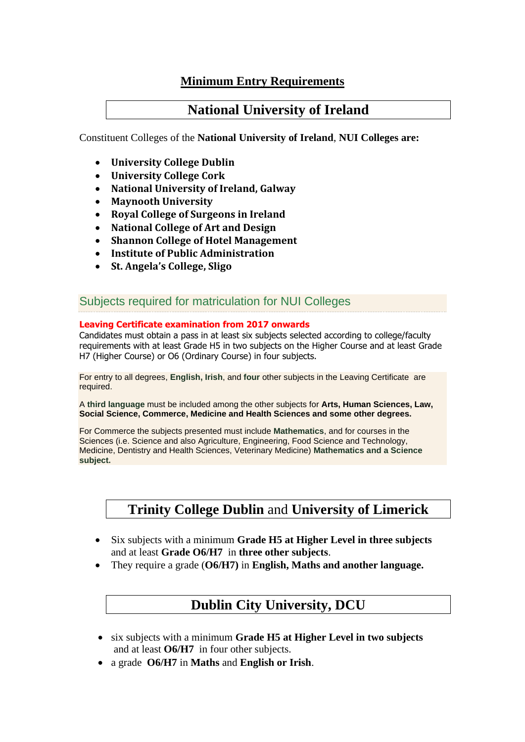# Minimum Entry Requirements

## National University of Ireland

Constituent Colleges of the **National University of Ireland**, **NUI Colleges are:**

- **University College Dublin**
- **University College Cork**
- **National University of Ireland, Galway**
- **Maynooth University**
- **Royal College of Surgeons in Ireland**
- **National College of Art and Design**
- **Shannon College of Hotel Management**
- **Institute of Public Administration**
- **St. Angela's College, Sligo**

### Subjects required for matriculation for NUI Colleges

**Leaving Certificate examination from 2017 onwards**

Candidates must obtain a pass in at least six subjects selected according to college/faculty requirements with at least Grade H5 in two subjects on the Higher Course and at least Grade H7 (Higher Course) or O6 (Ordinary Course) in four subjects.

For entry to all degrees, **English, Irish**, and **four** other subjects in the Leaving Certificate are required.

A **third language** must be included among the other subjects for **Arts, Human Sciences, Law, Social Science, Commerce, Medicine and Health Sciences and some other degrees.**

For Commerce the subjects presented must include **Mathematics**, and for courses in the Sciences (i.e. Science and also Agriculture, Engineering, Food Science and Technology, Medicine, Dentistry and Health Sciences, Veterinary Medicine) **Mathematics and a Science subject.**

## Trinity College Dublin and University of Limerick

- Six subjects with a minimum **Grade H5 at Higher Level in three subjects** and at least **Grade O6/H7** in **three other subjects**.
- They require a grade (**O6/H7)** in **English, Maths and another language.**

## Dublin City University, DCU

- six subjects with a minimum **Grade H5 at Higher Level in two subjects** and at least **O6/H7** in four other subjects.
- a grade **O6/H7** in **Maths** and **English or Irish**.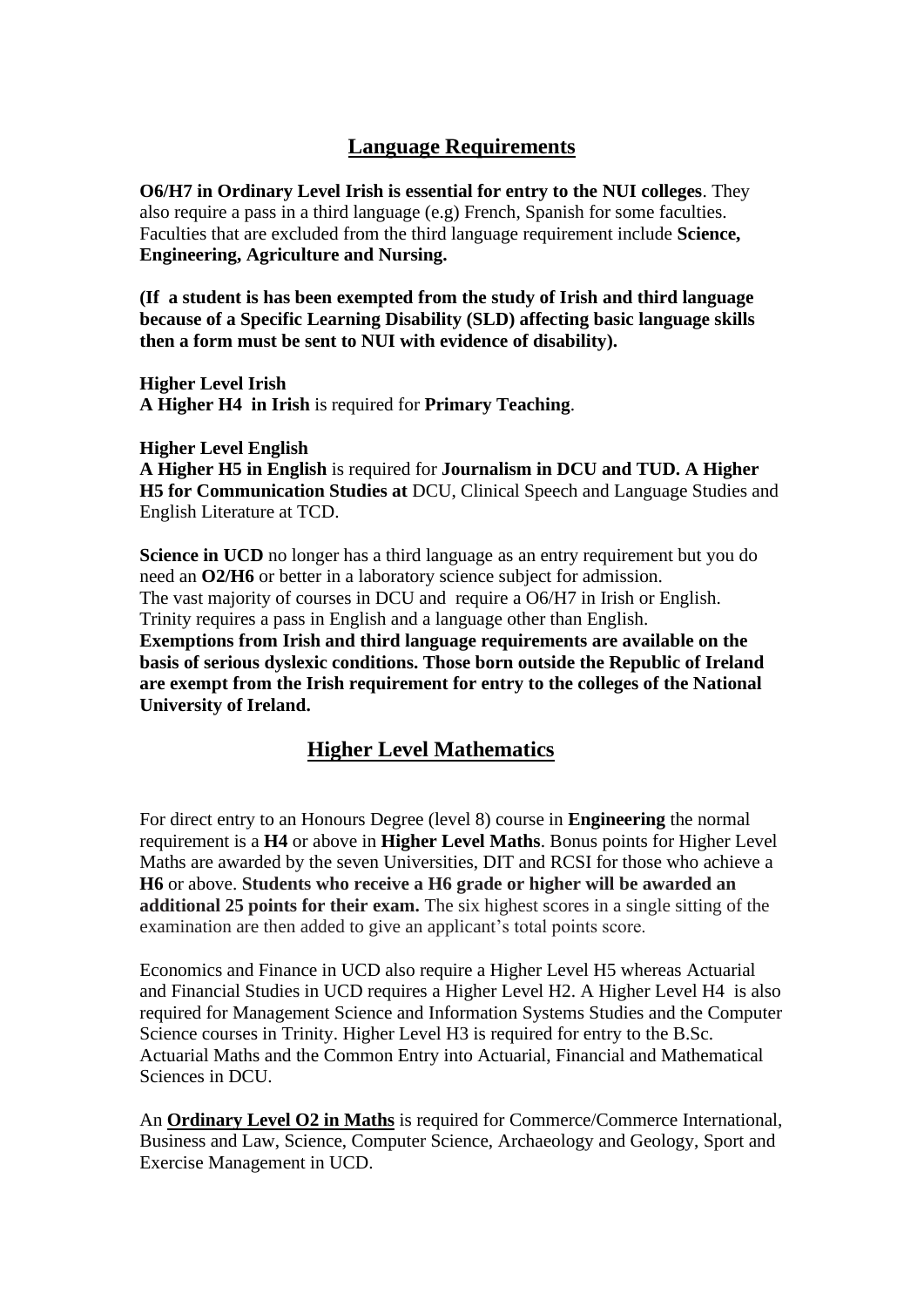## <u>Language Requirements</u>

**O6/H7 in Ordinary Level Irish is essential for entry to the NUI colleges**. They also require a pass in a third language (e.g) French, Spanish for some faculties. Faculties that are excluded from the third language requirement include **Science, Engineering, Agriculture and Nursing.**

**(If a student is has been exempted from the study of Irish and third language because of a Specific Learning Disability (SLD) affecting basic language skills then a form must be sent to NUI with evidence of disability).**

**Higher Level Irish**
**A Higher H4 in Irish** is required for **Primary Teaching**.

**Higher Level English**
**A Higher H5 in English** is required for **Journalism in DCU and TUD. A Higher H5 for Communication Studies at** DCU, Clinical Speech and Language Studies and English Literature at TCD.

**Science in UCD** no longer has a third language as an entry requirement but you do need an **O2/H6** or better in a laboratory science subject for admission.
The vast majority of courses in DCU and require a O6/H7 in Irish or English.
Trinity requires a pass in English and a language other than English.
**Exemptions from Irish and third language requirements are available on the basis of serious dyslexic conditions. Those born outside the Republic of Ireland are exempt from the Irish requirement for entry to the colleges of the National University of Ireland.**

## <u>Higher Level Mathematics</u>

For direct entry to an Honours Degree (level 8) course in **Engineering** the normal requirement is a **H4** or above in **Higher Level Maths**. Bonus points for Higher Level Maths are awarded by the seven Universities, DIT and RCSI for those who achieve a **H6** or above. **Students who receive a H6 grade or higher will be awarded an additional 25 points for their exam.** The six highest scores in a single sitting of the examination are then added to give an applicant's total points score.

Economics and Finance in UCD also require a Higher Level H5 whereas Actuarial and Financial Studies in UCD requires a Higher Level H2. A Higher Level H4 is also required for Management Science and Information Systems Studies and the Computer Science courses in Trinity. Higher Level H3 is required for entry to the B.Sc. Actuarial Maths and the Common Entry into Actuarial, Financial and Mathematical Sciences in DCU.

An **<u>Ordinary Level O2 in Maths</u>** is required for Commerce/Commerce International, Business and Law, Science, Computer Science, Archaeology and Geology, Sport and Exercise Management in UCD.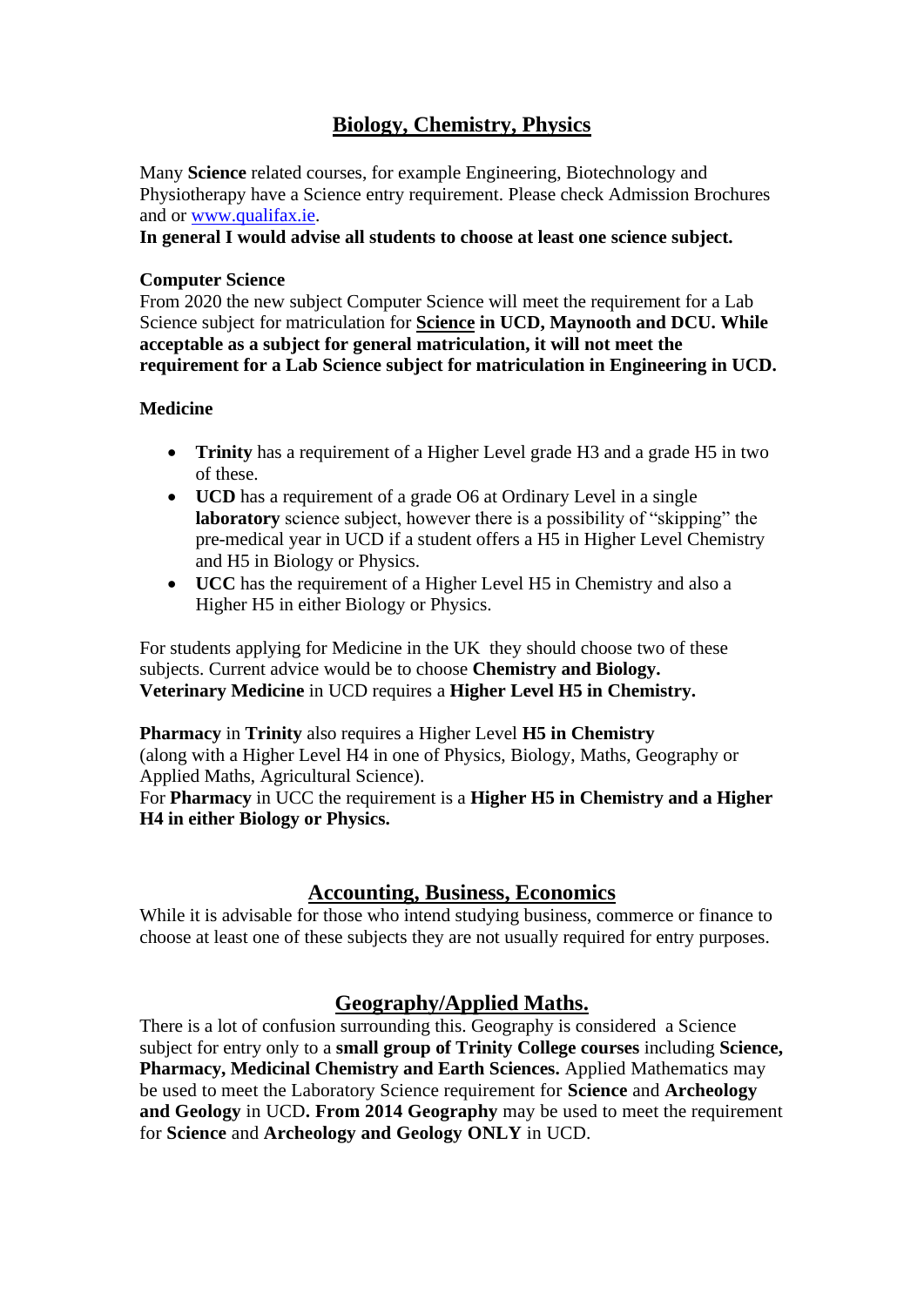## Biology, Chemistry, Physics

Many **Science** related courses, for example Engineering, Biotechnology and Physiotherapy have a Science entry requirement. Please check Admission Brochures and or www.qualifax.ie.

**In general I would advise all students to choose at least one science subject.**

**Computer Science**

From 2020 the new subject Computer Science will meet the requirement for a Lab Science subject for matriculation for **Science in UCD, Maynooth and DCU. While acceptable as a subject for general matriculation, it will not meet the requirement for a Lab Science subject for matriculation in Engineering in UCD.**

**Medicine**

- **Trinity** has a requirement of a Higher Level grade H3 and a grade H5 in two of these.
- **UCD** has a requirement of a grade O6 at Ordinary Level in a single **laboratory** science subject, however there is a possibility of "skipping" the pre-medical year in UCD if a student offers a H5 in Higher Level Chemistry and H5 in Biology or Physics.
- **UCC** has the requirement of a Higher Level H5 in Chemistry and also a Higher H5 in either Biology or Physics.

For students applying for Medicine in the UK they should choose two of these subjects. Current advice would be to choose **Chemistry and Biology.**
**Veterinary Medicine** in UCD requires a **Higher Level H5 in Chemistry.**

**Pharmacy** in **Trinity** also requires a Higher Level **H5 in Chemistry** (along with a Higher Level H4 in one of Physics, Biology, Maths, Geography or Applied Maths, Agricultural Science).
For **Pharmacy** in UCC the requirement is a **Higher H5 in Chemistry and a Higher H4 in either Biology or Physics.**

## Accounting, Business, Economics

While it is advisable for those who intend studying business, commerce or finance to choose at least one of these subjects they are not usually required for entry purposes.

## Geography/Applied Maths.

There is a lot of confusion surrounding this. Geography is considered a Science subject for entry only to a **small group of Trinity College courses** including **Science, Pharmacy, Medicinal Chemistry and Earth Sciences.** Applied Mathematics may be used to meet the Laboratory Science requirement for **Science** and **Archeology and Geology** in UCD**. From 2014 Geography** may be used to meet the requirement for **Science** and **Archeology and Geology ONLY** in UCD.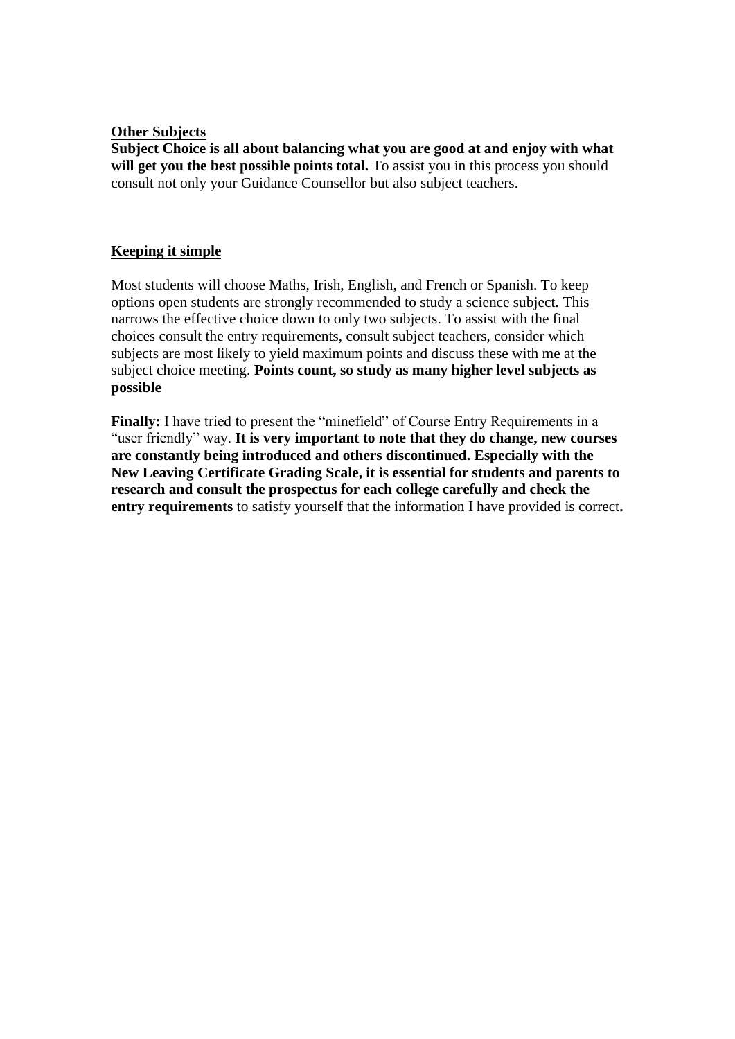## Other Subjects

**Subject Choice is all about balancing what you are good at and enjoy with what will get you the best possible points total.** To assist you in this process you should consult not only your Guidance Counsellor but also subject teachers.

## Keeping it simple

Most students will choose Maths, Irish, English, and French or Spanish. To keep options open students are strongly recommended to study a science subject. This narrows the effective choice down to only two subjects. To assist with the final choices consult the entry requirements, consult subject teachers, consider which subjects are most likely to yield maximum points and discuss these with me at the subject choice meeting. **Points count, so study as many higher level subjects as possible**

**Finally:** I have tried to present the "minefield" of Course Entry Requirements in a "user friendly" way. **It is very important to note that they do change, new courses are constantly being introduced and others discontinued. Especially with the New Leaving Certificate Grading Scale, it is essential for students and parents to research and consult the prospectus for each college carefully and check the entry requirements** to satisfy yourself that the information I have provided is correct**.**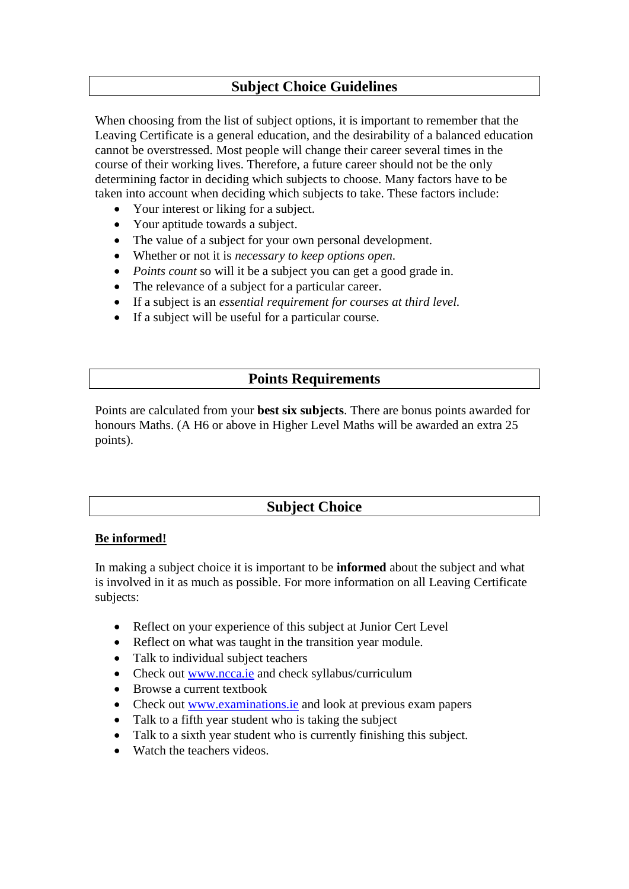## Subject Choice Guidelines

When choosing from the list of subject options, it is important to remember that the Leaving Certificate is a general education, and the desirability of a balanced education cannot be overstressed. Most people will change their career several times in the course of their working lives. Therefore, a future career should not be the only determining factor in deciding which subjects to choose. Many factors have to be taken into account when deciding which subjects to take. These factors include:

- Your interest or liking for a subject.
- Your aptitude towards a subject.
- The value of a subject for your own personal development.
- Whether or not it is *necessary to keep options open.*
- *Points count* so will it be a subject you can get a good grade in.
- The relevance of a subject for a particular career.
- If a subject is an *essential requirement for courses at third level.*
- If a subject will be useful for a particular course.

## Points Requirements

Points are calculated from your **best six subjects**. There are bonus points awarded for honours Maths. (A H6 or above in Higher Level Maths will be awarded an extra 25 points).

## Subject Choice

**Be informed!**

In making a subject choice it is important to be **informed** about the subject and what is involved in it as much as possible. For more information on all Leaving Certificate subjects:

- Reflect on your experience of this subject at Junior Cert Level
- Reflect on what was taught in the transition year module.
- Talk to individual subject teachers
- Check out www.ncca.ie and check syllabus/curriculum
- Browse a current textbook
- Check out www.examinations.ie and look at previous exam papers
- Talk to a fifth year student who is taking the subject
- Talk to a sixth year student who is currently finishing this subject.
- Watch the teachers videos.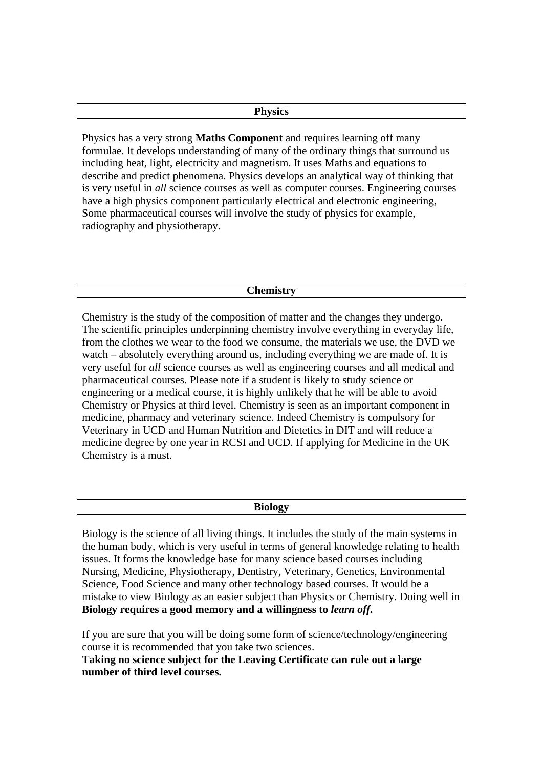## Physics

Physics has a very strong **Maths Component** and requires learning off many formulae. It develops understanding of many of the ordinary things that surround us including heat, light, electricity and magnetism. It uses Maths and equations to describe and predict phenomena. Physics develops an analytical way of thinking that is very useful in *all* science courses as well as computer courses. Engineering courses have a high physics component particularly electrical and electronic engineering, Some pharmaceutical courses will involve the study of physics for example, radiography and physiotherapy.

## Chemistry

Chemistry is the study of the composition of matter and the changes they undergo. The scientific principles underpinning chemistry involve everything in everyday life, from the clothes we wear to the food we consume, the materials we use, the DVD we watch – absolutely everything around us, including everything we are made of. It is very useful for *all* science courses as well as engineering courses and all medical and pharmaceutical courses. Please note if a student is likely to study science or engineering or a medical course, it is highly unlikely that he will be able to avoid Chemistry or Physics at third level. Chemistry is seen as an important component in medicine, pharmacy and veterinary science. Indeed Chemistry is compulsory for Veterinary in UCD and Human Nutrition and Dietetics in DIT and will reduce a medicine degree by one year in RCSI and UCD. If applying for Medicine in the UK Chemistry is a must.

## Biology

Biology is the science of all living things. It includes the study of the main systems in the human body, which is very useful in terms of general knowledge relating to health issues. It forms the knowledge base for many science based courses including Nursing, Medicine, Physiotherapy, Dentistry, Veterinary, Genetics, Environmental Science, Food Science and many other technology based courses. It would be a mistake to view Biology as an easier subject than Physics or Chemistry. Doing well in **Biology requires a good memory and a willingness to *learn off*.**

If you are sure that you will be doing some form of science/technology/engineering course it is recommended that you take two sciences.
**Taking no science subject for the Leaving Certificate can rule out a large number of third level courses.**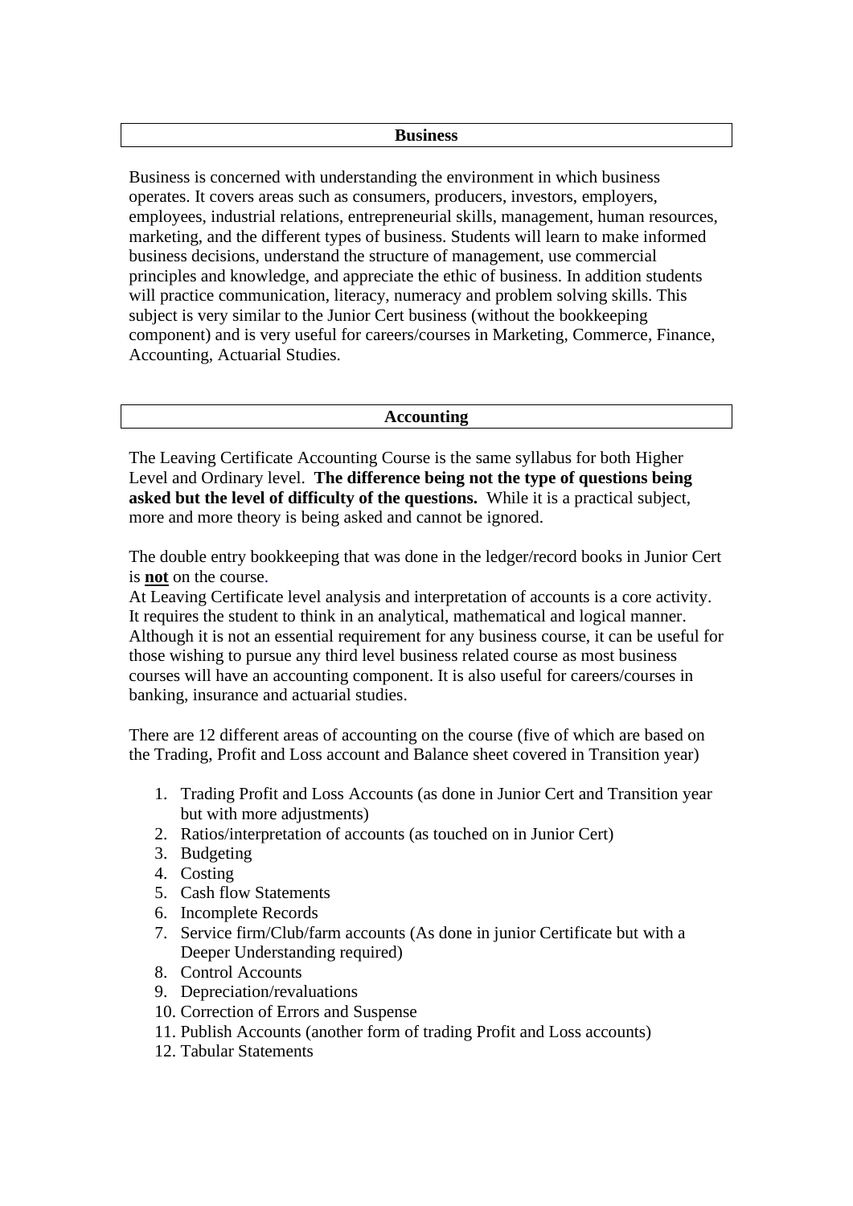## Business

Business is concerned with understanding the environment in which business operates. It covers areas such as consumers, producers, investors, employers, employees, industrial relations, entrepreneurial skills, management, human resources, marketing, and the different types of business. Students will learn to make informed business decisions, understand the structure of management, use commercial principles and knowledge, and appreciate the ethic of business. In addition students will practice communication, literacy, numeracy and problem solving skills. This subject is very similar to the Junior Cert business (without the bookkeeping component) and is very useful for careers/courses in Marketing, Commerce, Finance, Accounting, Actuarial Studies.

## Accounting

The Leaving Certificate Accounting Course is the same syllabus for both Higher Level and Ordinary level. **The difference being not the type of questions being asked but the level of difficulty of the questions.** While it is a practical subject, more and more theory is being asked and cannot be ignored.

The double entry bookkeeping that was done in the ledger/record books in Junior Cert is **not** on the course.

At Leaving Certificate level analysis and interpretation of accounts is a core activity. It requires the student to think in an analytical, mathematical and logical manner. Although it is not an essential requirement for any business course, it can be useful for those wishing to pursue any third level business related course as most business courses will have an accounting component. It is also useful for careers/courses in banking, insurance and actuarial studies.

There are 12 different areas of accounting on the course (five of which are based on the Trading, Profit and Loss account and Balance sheet covered in Transition year)

1. Trading Profit and Loss Accounts (as done in Junior Cert and Transition year but with more adjustments)
2. Ratios/interpretation of accounts (as touched on in Junior Cert)
3. Budgeting
4. Costing
5. Cash flow Statements
6. Incomplete Records
7. Service firm/Club/farm accounts (As done in junior Certificate but with a Deeper Understanding required)
8. Control Accounts
9. Depreciation/revaluations
10. Correction of Errors and Suspense
11. Publish Accounts (another form of trading Profit and Loss accounts)
12. Tabular Statements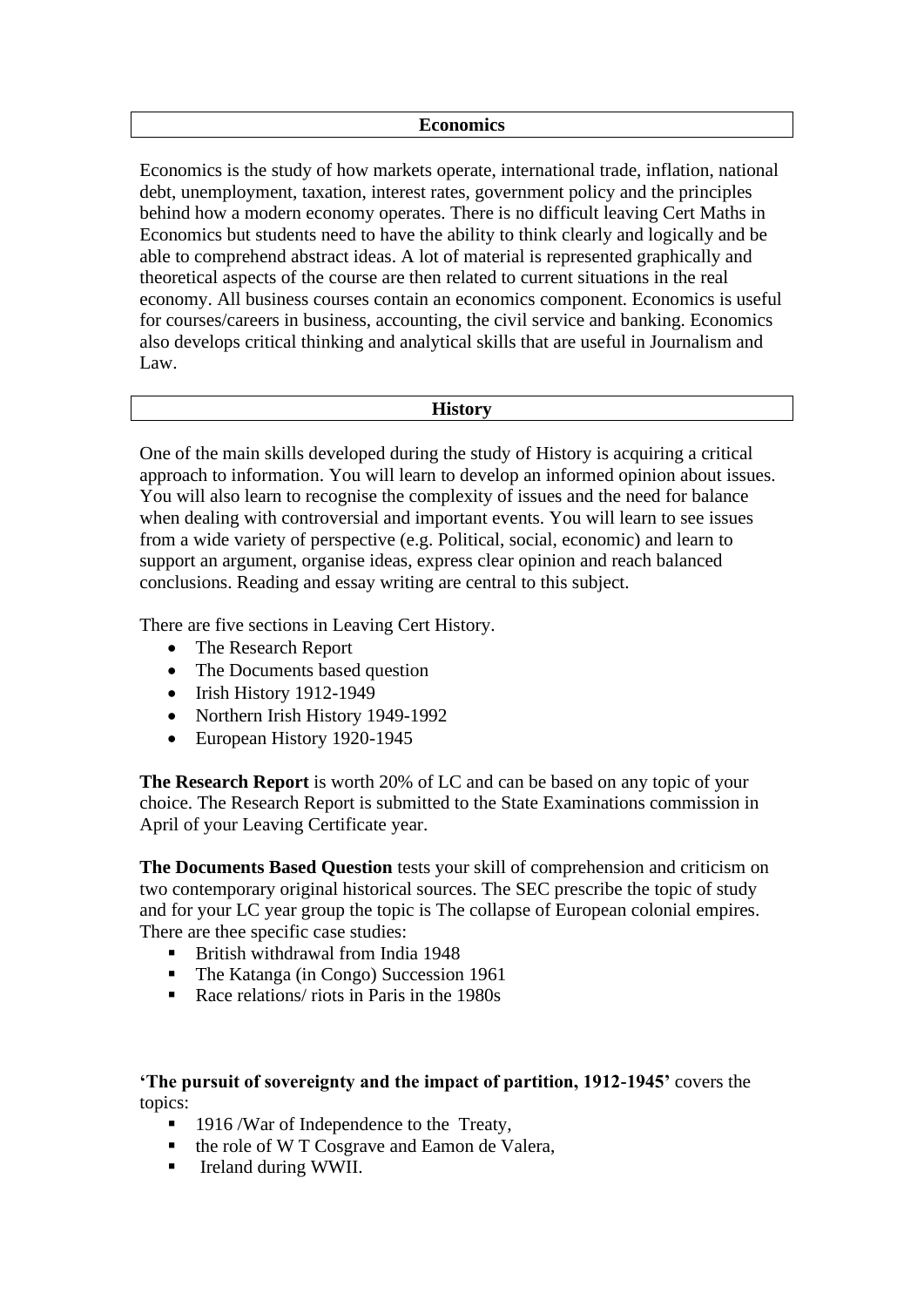## Economics

Economics is the study of how markets operate, international trade, inflation, national debt, unemployment, taxation, interest rates, government policy and the principles behind how a modern economy operates. There is no difficult leaving Cert Maths in Economics but students need to have the ability to think clearly and logically and be able to comprehend abstract ideas. A lot of material is represented graphically and theoretical aspects of the course are then related to current situations in the real economy. All business courses contain an economics component. Economics is useful for courses/careers in business, accounting, the civil service and banking. Economics also develops critical thinking and analytical skills that are useful in Journalism and Law.

## History

One of the main skills developed during the study of History is acquiring a critical approach to information. You will learn to develop an informed opinion about issues. You will also learn to recognise the complexity of issues and the need for balance when dealing with controversial and important events. You will learn to see issues from a wide variety of perspective (e.g. Political, social, economic) and learn to support an argument, organise ideas, express clear opinion and reach balanced conclusions. Reading and essay writing are central to this subject.

There are five sections in Leaving Cert History.

- The Research Report
- The Documents based question
- Irish History 1912-1949
- Northern Irish History 1949-1992
- European History 1920-1945

**The Research Report** is worth 20% of LC and can be based on any topic of your choice. The Research Report is submitted to the State Examinations commission in April of your Leaving Certificate year.

**The Documents Based Question** tests your skill of comprehension and criticism on two contemporary original historical sources. The SEC prescribe the topic of study and for your LC year group the topic is The collapse of European colonial empires. There are thee specific case studies:

- British withdrawal from India 1948
- The Katanga (in Congo) Succession 1961
- Race relations/ riots in Paris in the 1980s

**'The pursuit of sovereignty and the impact of partition, 1912-1945'** covers the topics:

- 1916 /War of Independence to the Treaty,
- the role of W T Cosgrave and Eamon de Valera,
- Ireland during WWII.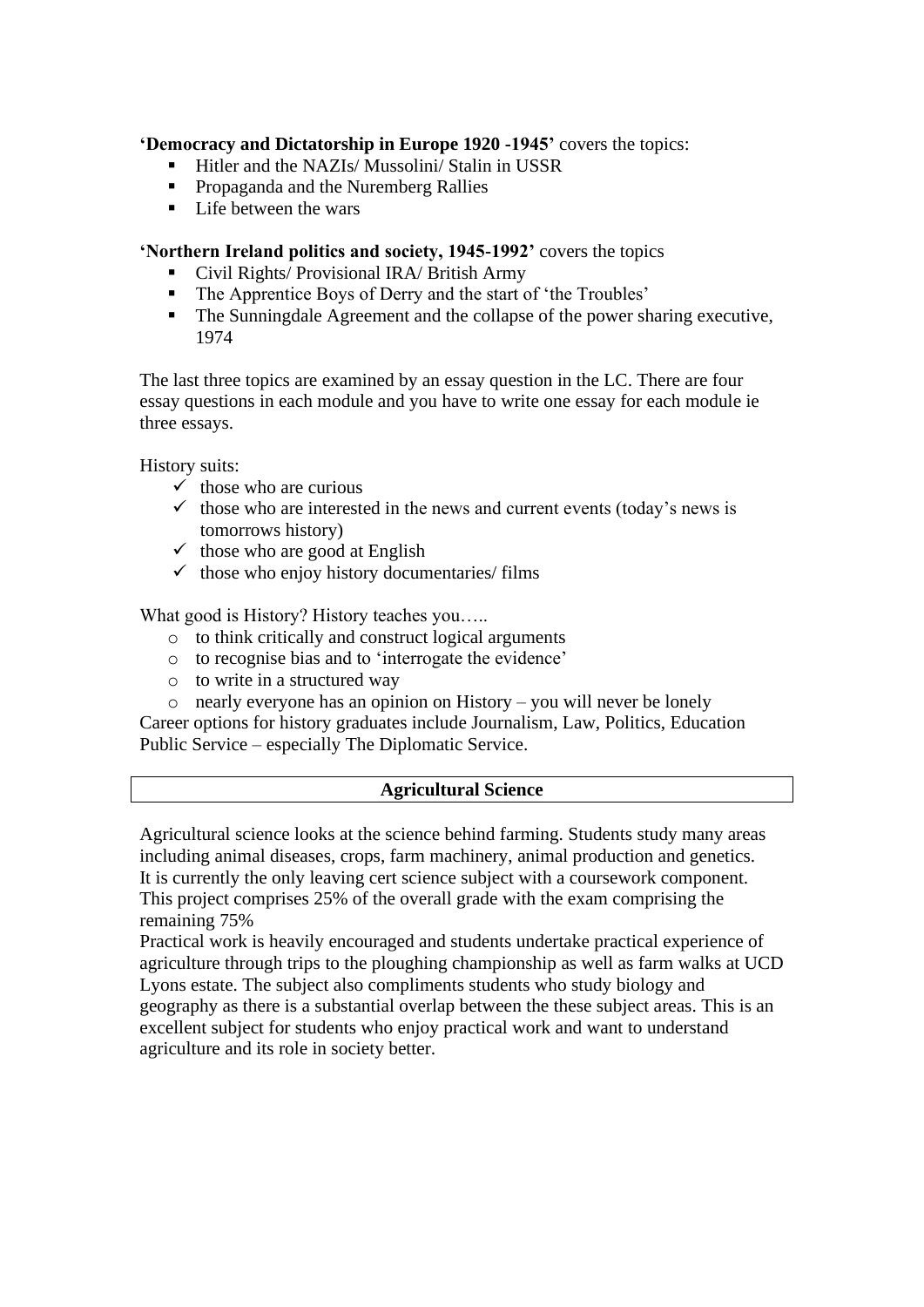**'Democracy and Dictatorship in Europe 1920 -1945'** covers the topics:

- Hitler and the NAZIs/ Mussolini/ Stalin in USSR
- Propaganda and the Nuremberg Rallies
- Life between the wars

**'Northern Ireland politics and society, 1945-1992'** covers the topics

- Civil Rights/ Provisional IRA/ British Army
- The Apprentice Boys of Derry and the start of 'the Troubles'
- The Sunningdale Agreement and the collapse of the power sharing executive, 1974

The last three topics are examined by an essay question in the LC. There are four essay questions in each module and you have to write one essay for each module ie three essays.

History suits:

- ✓ those who are curious
- ✓ those who are interested in the news and current events (today's news is tomorrows history)
- ✓ those who are good at English
- ✓ those who enjoy history documentaries/ films

What good is History? History teaches you…..

- to think critically and construct logical arguments
- to recognise bias and to 'interrogate the evidence'
- to write in a structured way
- nearly everyone has an opinion on History – you will never be lonely

Career options for history graduates include Journalism, Law, Politics, Education Public Service – especially The Diplomatic Service.

## Agricultural Science

Agricultural science looks at the science behind farming. Students study many areas including animal diseases, crops, farm machinery, animal production and genetics. It is currently the only leaving cert science subject with a coursework component. This project comprises 25% of the overall grade with the exam comprising the remaining 75%
Practical work is heavily encouraged and students undertake practical experience of agriculture through trips to the ploughing championship as well as farm walks at UCD Lyons estate. The subject also compliments students who study biology and geography as there is a substantial overlap between the these subject areas. This is an excellent subject for students who enjoy practical work and want to understand agriculture and its role in society better.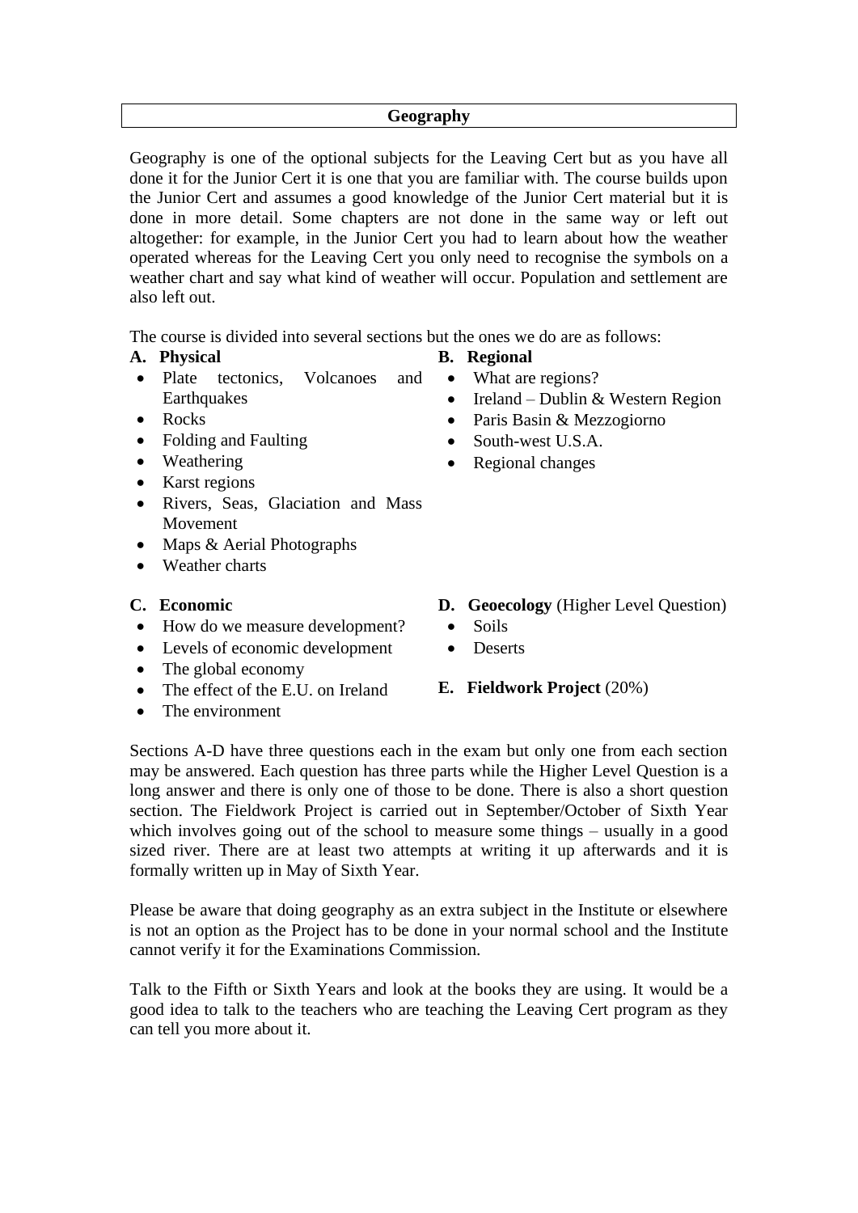## Geography

Geography is one of the optional subjects for the Leaving Cert but as you have all done it for the Junior Cert it is one that you are familiar with. The course builds upon the Junior Cert and assumes a good knowledge of the Junior Cert material but it is done in more detail. Some chapters are not done in the same way or left out altogether: for example, in the Junior Cert you had to learn about how the weather operated whereas for the Leaving Cert you only need to recognise the symbols on a weather chart and say what kind of weather will occur. Population and settlement are also left out.

The course is divided into several sections but the ones we do are as follows:

**A. Physical**

- Plate tectonics, Volcanoes and Earthquakes
- Rocks
- Folding and Faulting
- Weathering
- Karst regions
- Rivers, Seas, Glaciation and Mass Movement
- Maps & Aerial Photographs
- Weather charts

**B. Regional**

- What are regions?
- Ireland – Dublin & Western Region
- Paris Basin & Mezzogiorno
- South-west U.S.A.
- Regional changes

**C. Economic**

- How do we measure development?
- Levels of economic development
- The global economy
- The effect of the E.U. on Ireland
- The environment

**D. Geoecology** (Higher Level Question)

- Soils
- Deserts

**E. Fieldwork Project** (20%)

Sections A-D have three questions each in the exam but only one from each section may be answered. Each question has three parts while the Higher Level Question is a long answer and there is only one of those to be done. There is also a short question section. The Fieldwork Project is carried out in September/October of Sixth Year which involves going out of the school to measure some things – usually in a good sized river. There are at least two attempts at writing it up afterwards and it is formally written up in May of Sixth Year.

Please be aware that doing geography as an extra subject in the Institute or elsewhere is not an option as the Project has to be done in your normal school and the Institute cannot verify it for the Examinations Commission.

Talk to the Fifth or Sixth Years and look at the books they are using. It would be a good idea to talk to the teachers who are teaching the Leaving Cert program as they can tell you more about it.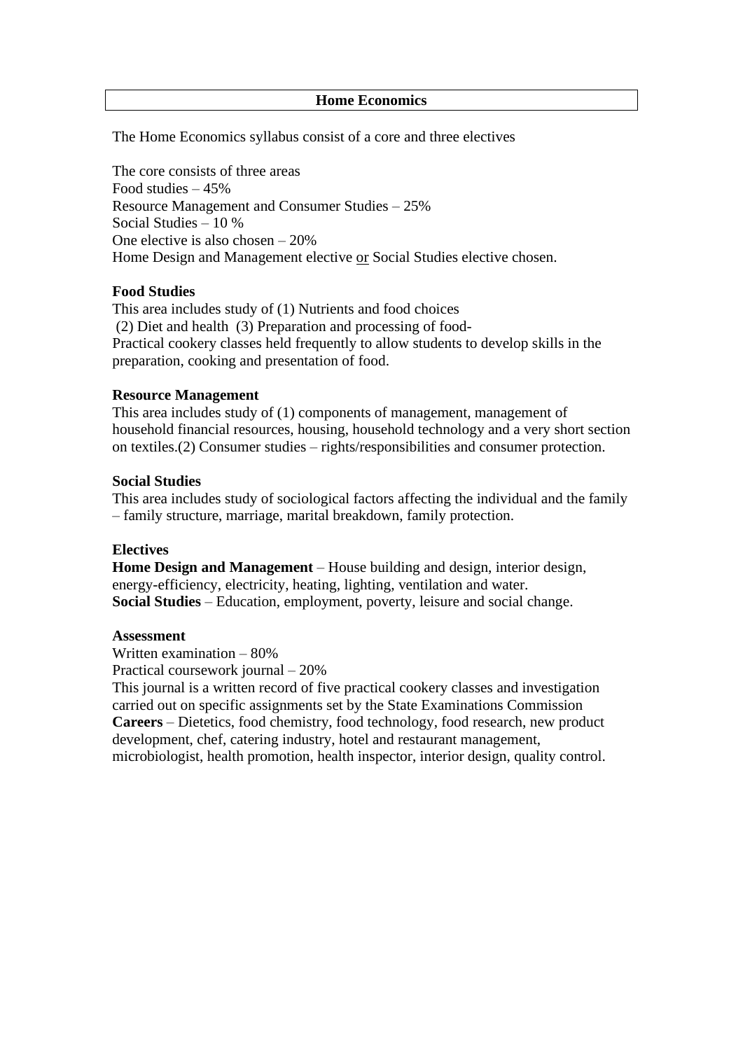## Home Economics

The Home Economics syllabus consist of a core and three electives

The core consists of three areas
Food studies – 45%
Resource Management and Consumer Studies – 25%
Social Studies – 10 %
One elective is also chosen – 20%
Home Design and Management elective <u>or</u> Social Studies elective chosen.

**Food Studies**
This area includes study of (1) Nutrients and food choices
(2) Diet and health (3) Preparation and processing of food-
Practical cookery classes held frequently to allow students to develop skills in the preparation, cooking and presentation of food.

**Resource Management**
This area includes study of (1) components of management, management of household financial resources, housing, household technology and a very short section on textiles.(2) Consumer studies – rights/responsibilities and consumer protection.

**Social Studies**
This area includes study of sociological factors affecting the individual and the family – family structure, marriage, marital breakdown, family protection.

**Electives**
**Home Design and Management** – House building and design, interior design, energy-efficiency, electricity, heating, lighting, ventilation and water.
**Social Studies** – Education, employment, poverty, leisure and social change.

**Assessment**
Written examination – 80%
Practical coursework journal – 20%
This journal is a written record of five practical cookery classes and investigation carried out on specific assignments set by the State Examinations Commission
**Careers** – Dietetics, food chemistry, food technology, food research, new product development, chef, catering industry, hotel and restaurant management, microbiologist, health promotion, health inspector, interior design, quality control.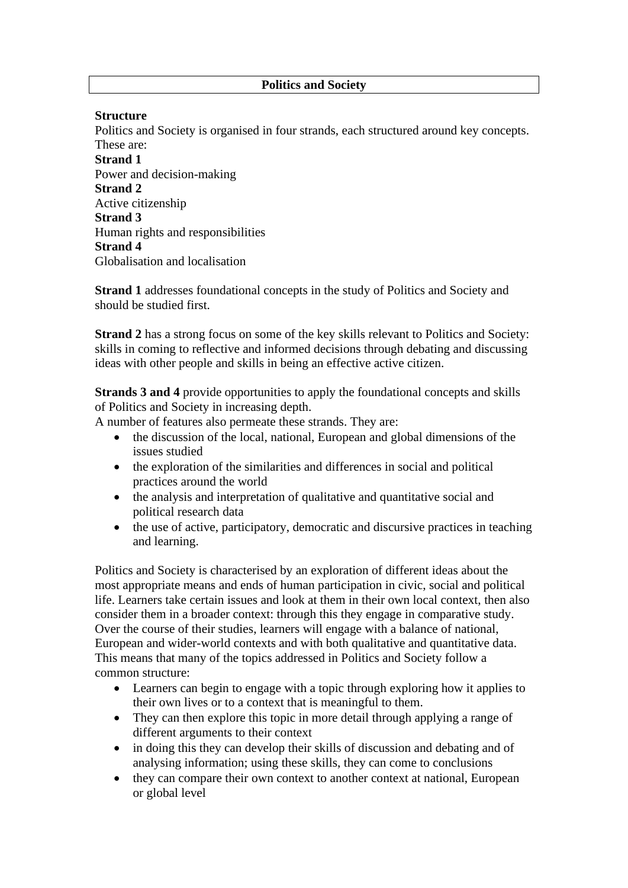## Politics and Society

**Structure**

Politics and Society is organised in four strands, each structured around key concepts. These are:

**Strand 1**
Power and decision-making

**Strand 2**
Active citizenship

**Strand 3**
Human rights and responsibilities

**Strand 4**
Globalisation and localisation

**Strand 1** addresses foundational concepts in the study of Politics and Society and should be studied first.

**Strand 2** has a strong focus on some of the key skills relevant to Politics and Society: skills in coming to reflective and informed decisions through debating and discussing ideas with other people and skills in being an effective active citizen.

**Strands 3 and 4** provide opportunities to apply the foundational concepts and skills of Politics and Society in increasing depth.

A number of features also permeate these strands. They are:

- the discussion of the local, national, European and global dimensions of the issues studied
- the exploration of the similarities and differences in social and political practices around the world
- the analysis and interpretation of qualitative and quantitative social and political research data
- the use of active, participatory, democratic and discursive practices in teaching and learning.

Politics and Society is characterised by an exploration of different ideas about the most appropriate means and ends of human participation in civic, social and political life. Learners take certain issues and look at them in their own local context, then also consider them in a broader context: through this they engage in comparative study. Over the course of their studies, learners will engage with a balance of national, European and wider-world contexts and with both qualitative and quantitative data. This means that many of the topics addressed in Politics and Society follow a common structure:

- Learners can begin to engage with a topic through exploring how it applies to their own lives or to a context that is meaningful to them.
- They can then explore this topic in more detail through applying a range of different arguments to their context
- in doing this they can develop their skills of discussion and debating and of analysing information; using these skills, they can come to conclusions
- they can compare their own context to another context at national, European or global level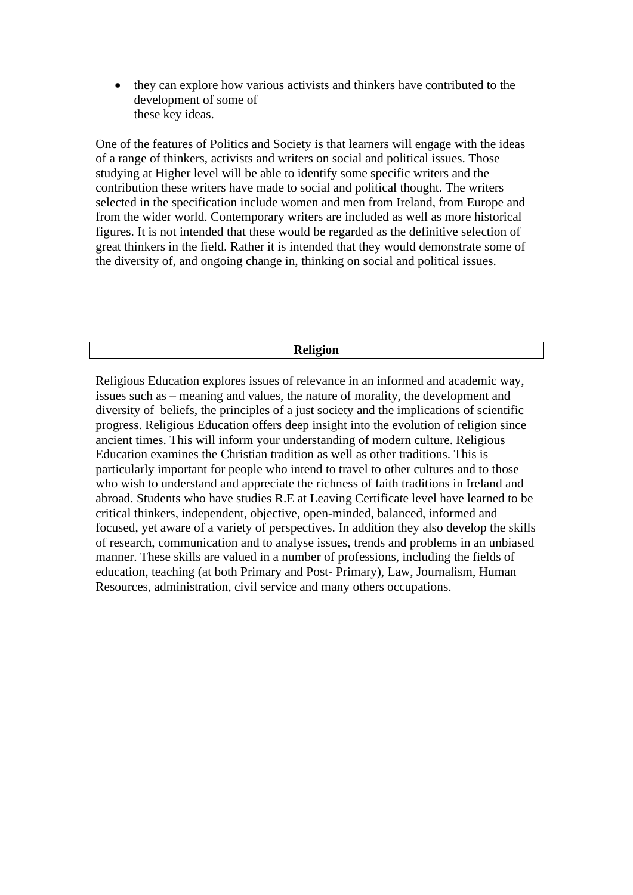- they can explore how various activists and thinkers have contributed to the development of some of these key ideas.

One of the features of Politics and Society is that learners will engage with the ideas of a range of thinkers, activists and writers on social and political issues. Those studying at Higher level will be able to identify some specific writers and the contribution these writers have made to social and political thought. The writers selected in the specification include women and men from Ireland, from Europe and from the wider world. Contemporary writers are included as well as more historical figures. It is not intended that these would be regarded as the definitive selection of great thinkers in the field. Rather it is intended that they would demonstrate some of the diversity of, and ongoing change in, thinking on social and political issues.

## Religion

Religious Education explores issues of relevance in an informed and academic way, issues such as – meaning and values, the nature of morality, the development and diversity of beliefs, the principles of a just society and the implications of scientific progress. Religious Education offers deep insight into the evolution of religion since ancient times. This will inform your understanding of modern culture. Religious Education examines the Christian tradition as well as other traditions. This is particularly important for people who intend to travel to other cultures and to those who wish to understand and appreciate the richness of faith traditions in Ireland and abroad. Students who have studies R.E at Leaving Certificate level have learned to be critical thinkers, independent, objective, open-minded, balanced, informed and focused, yet aware of a variety of perspectives. In addition they also develop the skills of research, communication and to analyse issues, trends and problems in an unbiased manner. These skills are valued in a number of professions, including the fields of education, teaching (at both Primary and Post- Primary), Law, Journalism, Human Resources, administration, civil service and many others occupations.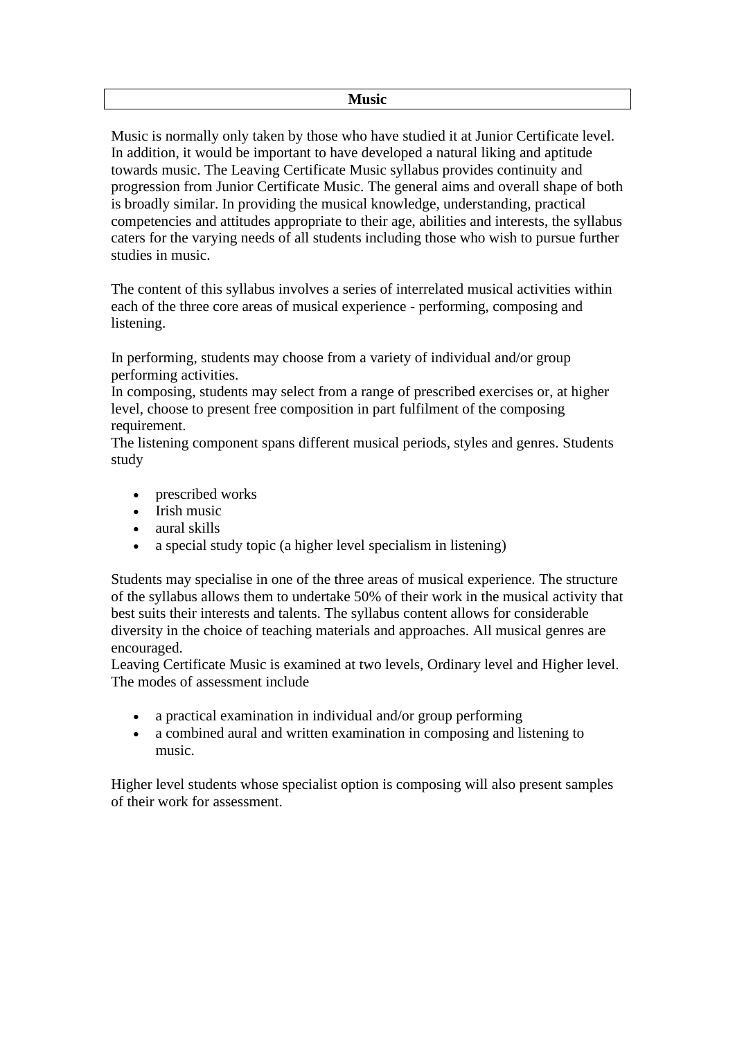# Music

Music is normally only taken by those who have studied it at Junior Certificate level. In addition, it would be important to have developed a natural liking and aptitude towards music. The Leaving Certificate Music syllabus provides continuity and progression from Junior Certificate Music. The general aims and overall shape of both is broadly similar. In providing the musical knowledge, understanding, practical competencies and attitudes appropriate to their age, abilities and interests, the syllabus caters for the varying needs of all students including those who wish to pursue further studies in music.

The content of this syllabus involves a series of interrelated musical activities within each of the three core areas of musical experience - performing, composing and listening.

In performing, students may choose from a variety of individual and/or group performing activities.
In composing, students may select from a range of prescribed exercises or, at higher level, choose to present free composition in part fulfilment of the composing requirement.
The listening component spans different musical periods, styles and genres. Students study

- prescribed works
- Irish music
- aural skills
- a special study topic (a higher level specialism in listening)

Students may specialise in one of the three areas of musical experience. The structure of the syllabus allows them to undertake 50% of their work in the musical activity that best suits their interests and talents. The syllabus content allows for considerable diversity in the choice of teaching materials and approaches. All musical genres are encouraged.
Leaving Certificate Music is examined at two levels, Ordinary level and Higher level. The modes of assessment include

- a practical examination in individual and/or group performing
- a combined aural and written examination in composing and listening to music.

Higher level students whose specialist option is composing will also present samples of their work for assessment.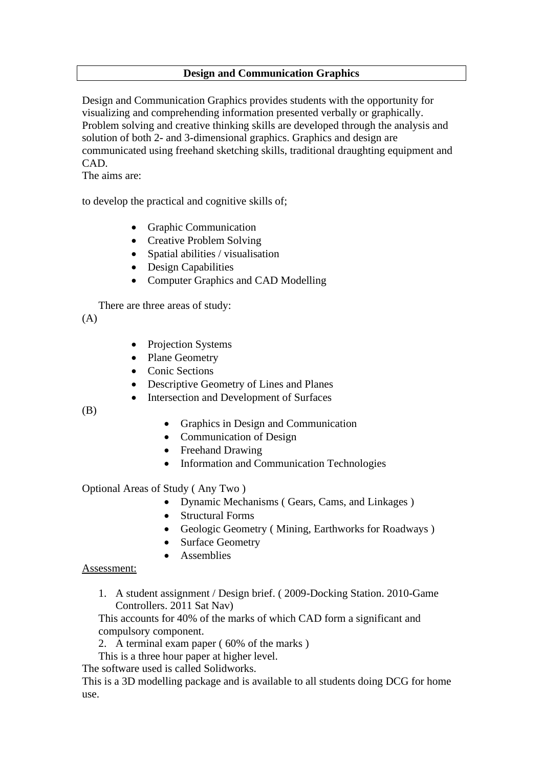## Design and Communication Graphics

Design and Communication Graphics provides students with the opportunity for visualizing and comprehending information presented verbally or graphically. Problem solving and creative thinking skills are developed through the analysis and solution of both 2- and 3-dimensional graphics. Graphics and design are communicated using freehand sketching skills, traditional draughting equipment and CAD.

The aims are:

to develop the practical and cognitive skills of;

- Graphic Communication
- Creative Problem Solving
- Spatial abilities / visualisation
- Design Capabilities
- Computer Graphics and CAD Modelling

There are three areas of study:

(A)

- Projection Systems
- Plane Geometry
- Conic Sections
- Descriptive Geometry of Lines and Planes
- Intersection and Development of Surfaces

(B)

- Graphics in Design and Communication
- Communication of Design
- Freehand Drawing
- Information and Communication Technologies

Optional Areas of Study ( Any Two )

- Dynamic Mechanisms ( Gears, Cams, and Linkages )
- Structural Forms
- Geologic Geometry ( Mining, Earthworks for Roadways )
- Surface Geometry
- Assemblies

<u>Assessment:</u>

1. A student assignment / Design brief. ( 2009-Docking Station. 2010-Game Controllers. 2011 Sat Nav)

   This accounts for 40% of the marks of which CAD form a significant and compulsory component.

2. A terminal exam paper ( 60% of the marks )

   This is a three hour paper at higher level.

The software used is called Solidworks.

This is a 3D modelling package and is available to all students doing DCG for home use.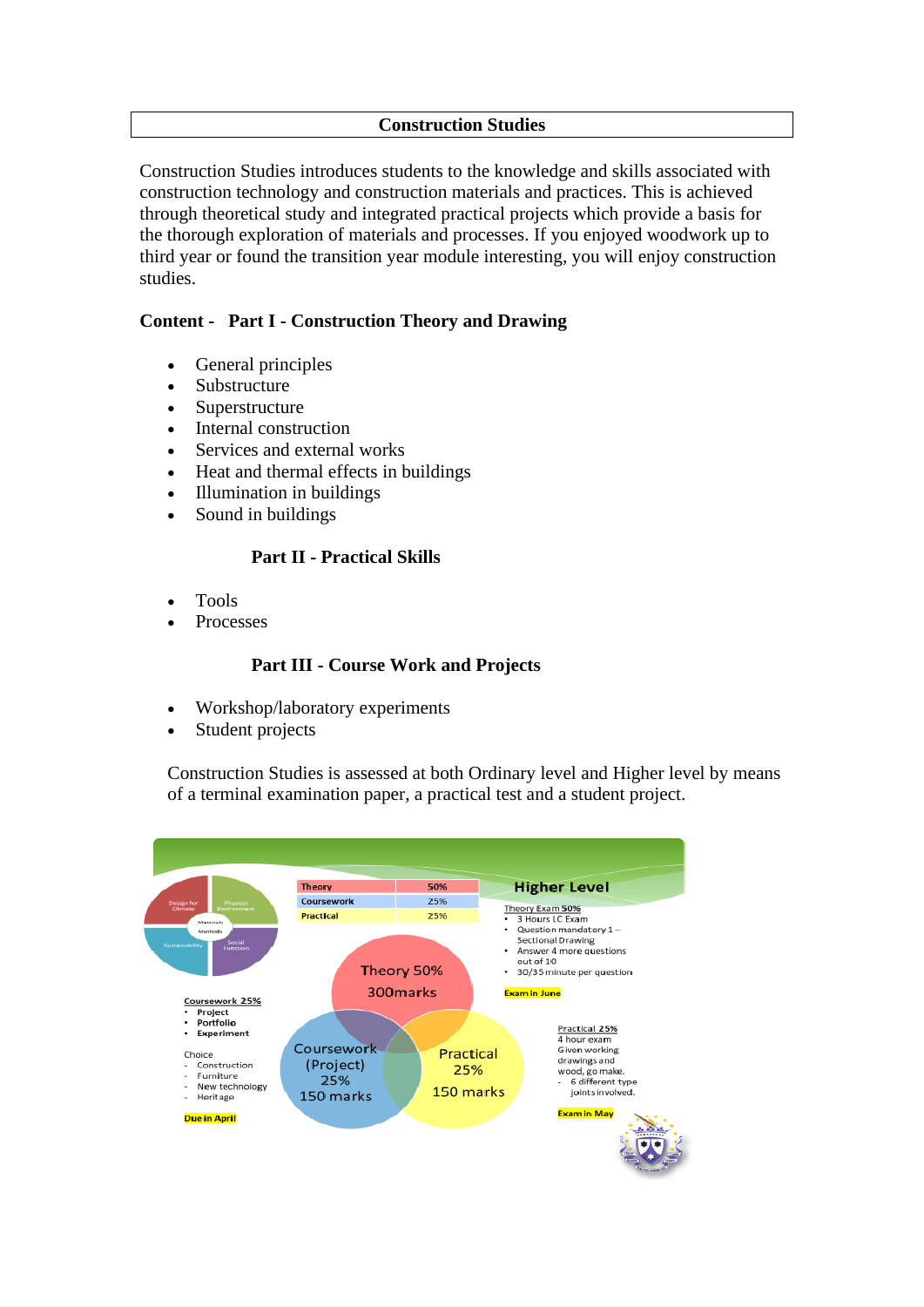# Construction Studies

Construction Studies introduces students to the knowledge and skills associated with construction technology and construction materials and practices. This is achieved through theoretical study and integrated practical projects which provide a basis for the thorough exploration of materials and processes. If you enjoyed woodwork up to third year or found the transition year module interesting, you will enjoy construction studies.

## Content - Part I - Construction Theory and Drawing

- General principles
- Substructure
- Superstructure
- Internal construction
- Services and external works
- Heat and thermal effects in buildings
- Illumination in buildings
- Sound in buildings

### Part II - Practical Skills

- Tools
- Processes

### Part III - Course Work and Projects

- Workshop/laboratory experiments
- Student projects

Construction Studies is assessed at both Ordinary level and Higher level by means of a terminal examination paper, a practical test and a student project.

**Higher Level**

| Theory | 50% |
|---|---|
| Coursework | 25% |
| Practical | 25% |

Design for Climate, Physical Environment, Materials, Methods, Sustainability, Social Function

**Theory Exam 50%**
- 3 Hours LC Exam
- Question mandatory 1 – Sectional Drawing
- Answer 4 more questions out of 10
- 30/35 minute per question

Exam in June

Theory 50% 300marks

Coursework (Project) 25% 150 marks

Practical 25% 150 marks

**Coursework 25%**
- Project
- Portfolio
- Experiment

Choice
- Construction
- Furniture
- New technology
- Heritage

Due in April

**Practical 25%**

4 hour exam

Given working drawings and wood, go make.
- 6 different type joints involved.

Exam in May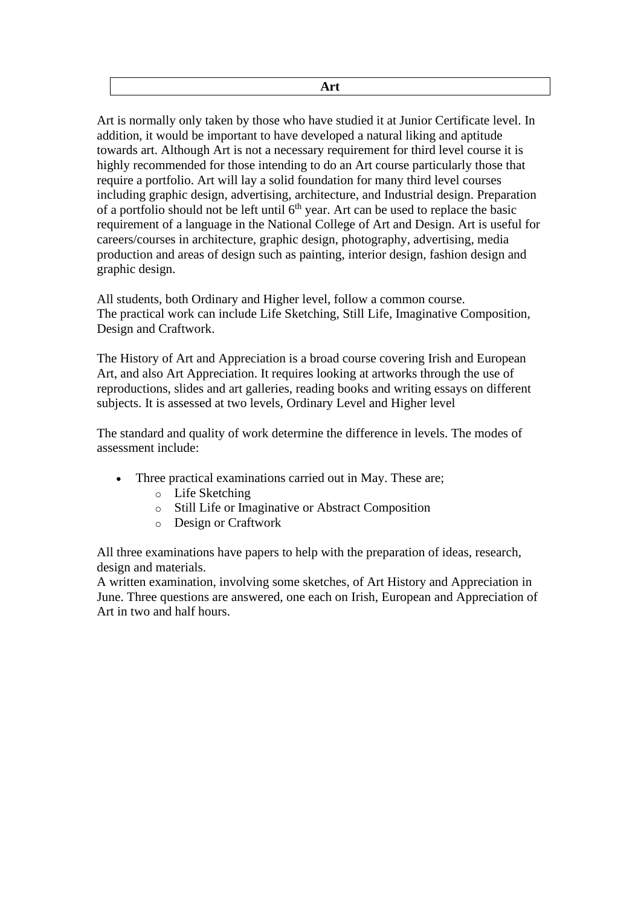## Art

Art is normally only taken by those who have studied it at Junior Certificate level. In addition, it would be important to have developed a natural liking and aptitude towards art. Although Art is not a necessary requirement for third level course it is highly recommended for those intending to do an Art course particularly those that require a portfolio. Art will lay a solid foundation for many third level courses including graphic design, advertising, architecture, and Industrial design. Preparation of a portfolio should not be left until 6th year. Art can be used to replace the basic requirement of a language in the National College of Art and Design. Art is useful for careers/courses in architecture, graphic design, photography, advertising, media production and areas of design such as painting, interior design, fashion design and graphic design.

All students, both Ordinary and Higher level, follow a common course.
The practical work can include Life Sketching, Still Life, Imaginative Composition, Design and Craftwork.

The History of Art and Appreciation is a broad course covering Irish and European Art, and also Art Appreciation. It requires looking at artworks through the use of reproductions, slides and art galleries, reading books and writing essays on different subjects. It is assessed at two levels, Ordinary Level and Higher level

The standard and quality of work determine the difference in levels. The modes of assessment include:

- Three practical examinations carried out in May. These are;
  - Life Sketching
  - Still Life or Imaginative or Abstract Composition
  - Design or Craftwork

All three examinations have papers to help with the preparation of ideas, research, design and materials.
A written examination, involving some sketches, of Art History and Appreciation in June. Three questions are answered, one each on Irish, European and Appreciation of Art in two and half hours.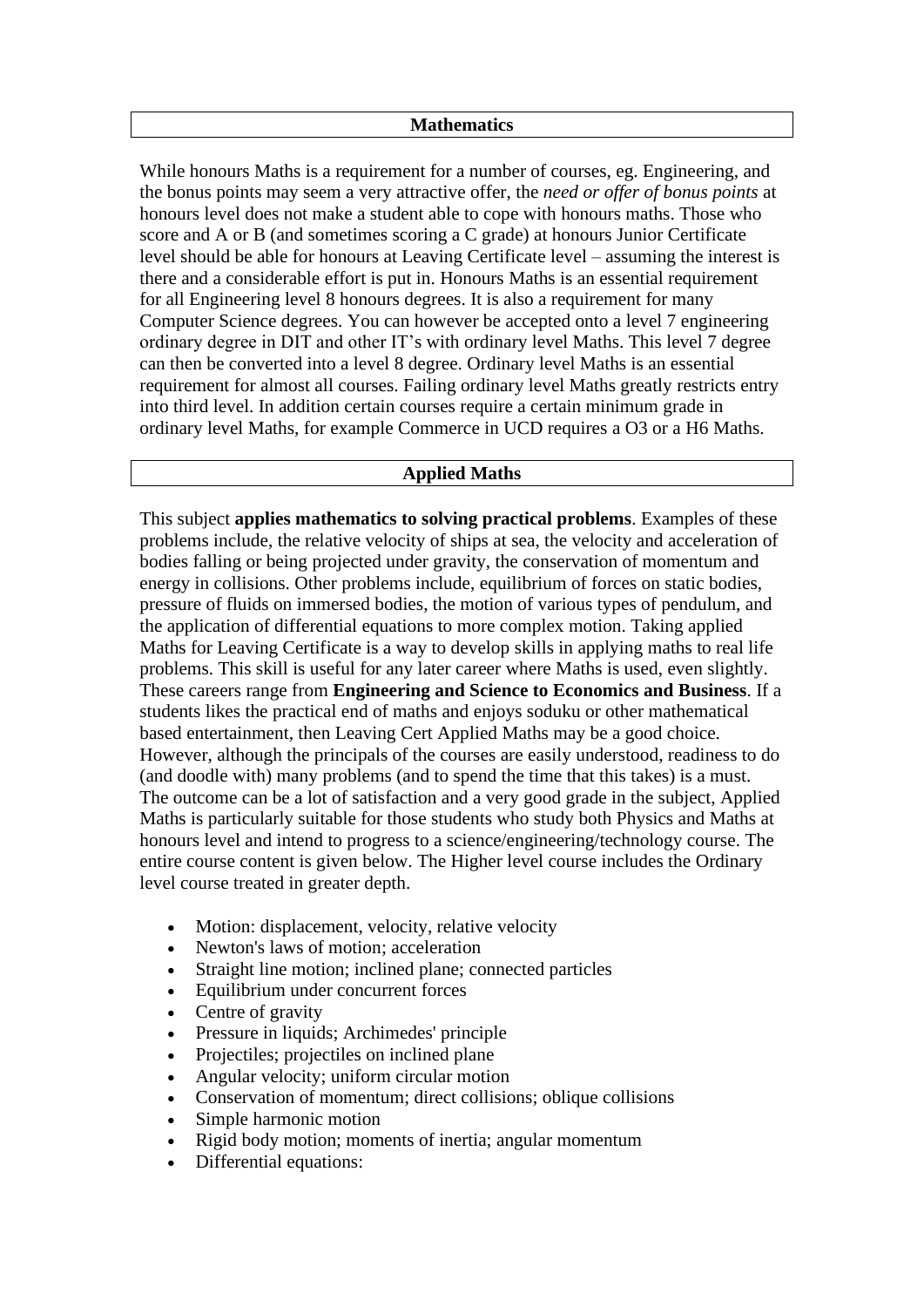## Mathematics

While honours Maths is a requirement for a number of courses, eg. Engineering, and the bonus points may seem a very attractive offer, the *need or offer of bonus points* at honours level does not make a student able to cope with honours maths. Those who score and A or B (and sometimes scoring a C grade) at honours Junior Certificate level should be able for honours at Leaving Certificate level – assuming the interest is there and a considerable effort is put in. Honours Maths is an essential requirement for all Engineering level 8 honours degrees. It is also a requirement for many Computer Science degrees. You can however be accepted onto a level 7 engineering ordinary degree in DIT and other IT's with ordinary level Maths. This level 7 degree can then be converted into a level 8 degree. Ordinary level Maths is an essential requirement for almost all courses. Failing ordinary level Maths greatly restricts entry into third level. In addition certain courses require a certain minimum grade in ordinary level Maths, for example Commerce in UCD requires a O3 or a H6 Maths.

## Applied Maths

This subject **applies mathematics to solving practical problems**. Examples of these problems include, the relative velocity of ships at sea, the velocity and acceleration of bodies falling or being projected under gravity, the conservation of momentum and energy in collisions. Other problems include, equilibrium of forces on static bodies, pressure of fluids on immersed bodies, the motion of various types of pendulum, and the application of differential equations to more complex motion. Taking applied Maths for Leaving Certificate is a way to develop skills in applying maths to real life problems. This skill is useful for any later career where Maths is used, even slightly. These careers range from **Engineering and Science to Economics and Business**. If a students likes the practical end of maths and enjoys soduku or other mathematical based entertainment, then Leaving Cert Applied Maths may be a good choice. However, although the principals of the courses are easily understood, readiness to do (and doodle with) many problems (and to spend the time that this takes) is a must. The outcome can be a lot of satisfaction and a very good grade in the subject, Applied Maths is particularly suitable for those students who study both Physics and Maths at honours level and intend to progress to a science/engineering/technology course. The entire course content is given below. The Higher level course includes the Ordinary level course treated in greater depth.

- Motion: displacement, velocity, relative velocity
- Newton's laws of motion; acceleration
- Straight line motion; inclined plane; connected particles
- Equilibrium under concurrent forces
- Centre of gravity
- Pressure in liquids; Archimedes' principle
- Projectiles; projectiles on inclined plane
- Angular velocity; uniform circular motion
- Conservation of momentum; direct collisions; oblique collisions
- Simple harmonic motion
- Rigid body motion; moments of inertia; angular momentum
- Differential equations: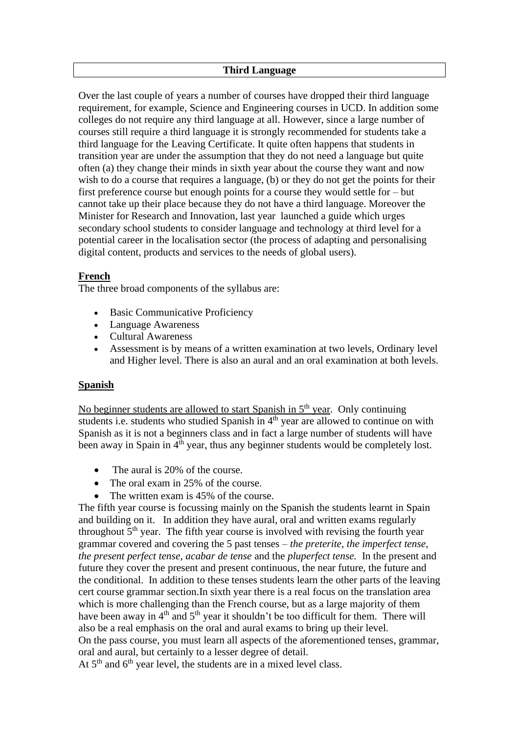## Third Language

Over the last couple of years a number of courses have dropped their third language requirement, for example, Science and Engineering courses in UCD. In addition some colleges do not require any third language at all. However, since a large number of courses still require a third language it is strongly recommended for students take a third language for the Leaving Certificate. It quite often happens that students in transition year are under the assumption that they do not need a language but quite often (a) they change their minds in sixth year about the course they want and now wish to do a course that requires a language, (b) or they do not get the points for their first preference course but enough points for a course they would settle for – but cannot take up their place because they do not have a third language. Moreover the Minister for Research and Innovation, last year launched a guide which urges secondary school students to consider language and technology at third level for a potential career in the localisation sector (the process of adapting and personalising digital content, products and services to the needs of global users).

### French

The three broad components of the syllabus are:

- Basic Communicative Proficiency
- Language Awareness
- Cultural Awareness
- Assessment is by means of a written examination at two levels, Ordinary level and Higher level. There is also an aural and an oral examination at both levels.

### Spanish

No beginner students are allowed to start Spanish in 5th year. Only continuing students i.e. students who studied Spanish in 4th year are allowed to continue on with Spanish as it is not a beginners class and in fact a large number of students will have been away in Spain in 4th year, thus any beginner students would be completely lost.

- The aural is 20% of the course.
- The oral exam in 25% of the course.
- The written exam is 45% of the course.

The fifth year course is focussing mainly on the Spanish the students learnt in Spain and building on it. In addition they have aural, oral and written exams regularly throughout 5th year. The fifth year course is involved with revising the fourth year grammar covered and covering the 5 past tenses – *the preterite, the imperfect tense, the present perfect tense, acabar de tense* and the *pluperfect tense.* In the present and future they cover the present and present continuous, the near future, the future and the conditional. In addition to these tenses students learn the other parts of the leaving cert course grammar section.In sixth year there is a real focus on the translation area which is more challenging than the French course, but as a large majority of them have been away in 4th and 5th year it shouldn't be too difficult for them. There will also be a real emphasis on the oral and aural exams to bring up their level.
On the pass course, you must learn all aspects of the aforementioned tenses, grammar, oral and aural, but certainly to a lesser degree of detail.
At 5th and 6th year level, the students are in a mixed level class.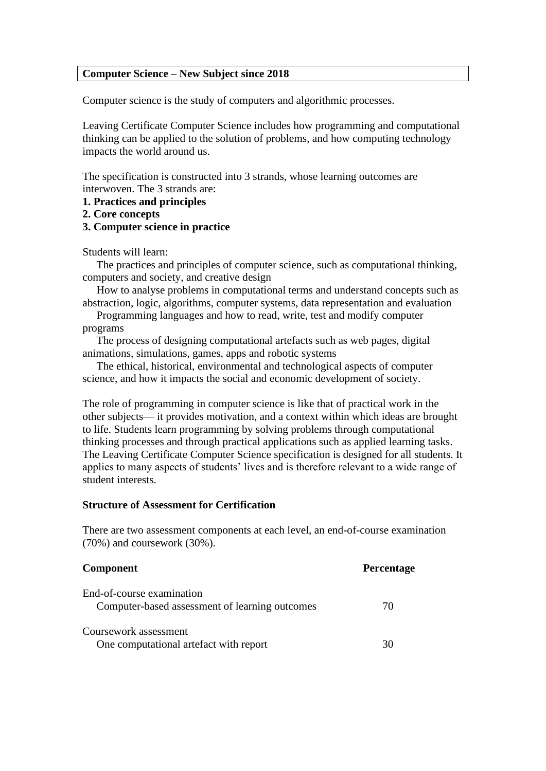## Computer Science – New Subject since 2018

Computer science is the study of computers and algorithmic processes.

Leaving Certificate Computer Science includes how programming and computational thinking can be applied to the solution of problems, and how computing technology impacts the world around us.

The specification is constructed into 3 strands, whose learning outcomes are interwoven. The 3 strands are:

**1. Practices and principles**
**2. Core concepts**
**3. Computer science in practice**

Students will learn:

- The practices and principles of computer science, such as computational thinking, computers and society, and creative design
- How to analyse problems in computational terms and understand concepts such as abstraction, logic, algorithms, computer systems, data representation and evaluation
- Programming languages and how to read, write, test and modify computer programs
- The process of designing computational artefacts such as web pages, digital animations, simulations, games, apps and robotic systems
- The ethical, historical, environmental and technological aspects of computer science, and how it impacts the social and economic development of society.

The role of programming in computer science is like that of practical work in the other subjects— it provides motivation, and a context within which ideas are brought to life. Students learn programming by solving problems through computational thinking processes and through practical applications such as applied learning tasks. The Leaving Certificate Computer Science specification is designed for all students. It applies to many aspects of students' lives and is therefore relevant to a wide range of student interests.

### Structure of Assessment for Certification

There are two assessment components at each level, an end-of-course examination (70%) and coursework (30%).

| Component | Percentage |
| --- | --- |
| End-of-course examination<br>Computer-based assessment of learning outcomes | 70 |
| Coursework assessment<br>One computational artefact with report | 30 |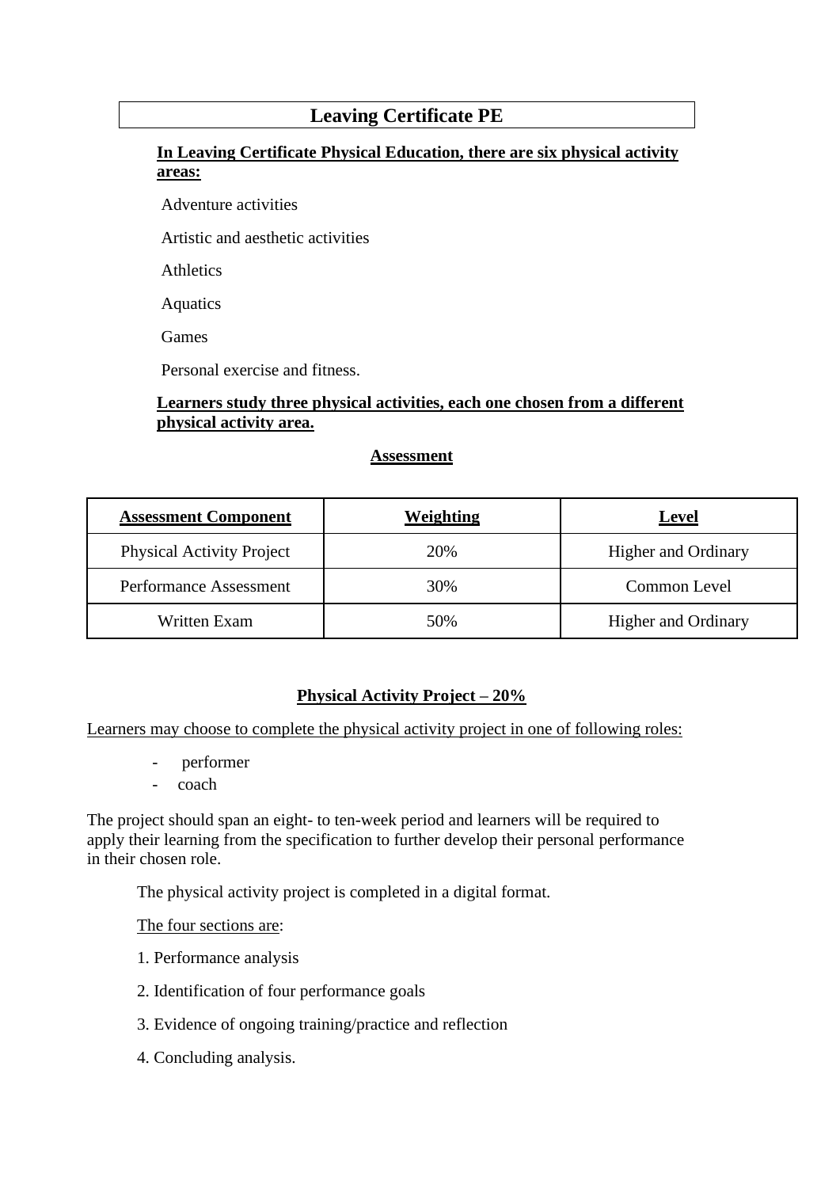# Leaving Certificate PE

**In Leaving Certificate Physical Education, there are six physical activity areas:**

Adventure activities

Artistic and aesthetic activities

Athletics

Aquatics

Games

Personal exercise and fitness.

**Learners study three physical activities, each one chosen from a different physical activity area.**

**Assessment**

| Assessment Component | Weighting | Level |
| --- | --- | --- |
| Physical Activity Project | 20% | Higher and Ordinary |
| Performance Assessment | 30% | Common Level |
| Written Exam | 50% | Higher and Ordinary |

**Physical Activity Project – 20%**

Learners may choose to complete the physical activity project in one of following roles:

- performer
- coach

The project should span an eight- to ten-week period and learners will be required to apply their learning from the specification to further develop their personal performance in their chosen role.

The physical activity project is completed in a digital format.

The four sections are:

1. Performance analysis
2. Identification of four performance goals
3. Evidence of ongoing training/practice and reflection
4. Concluding analysis.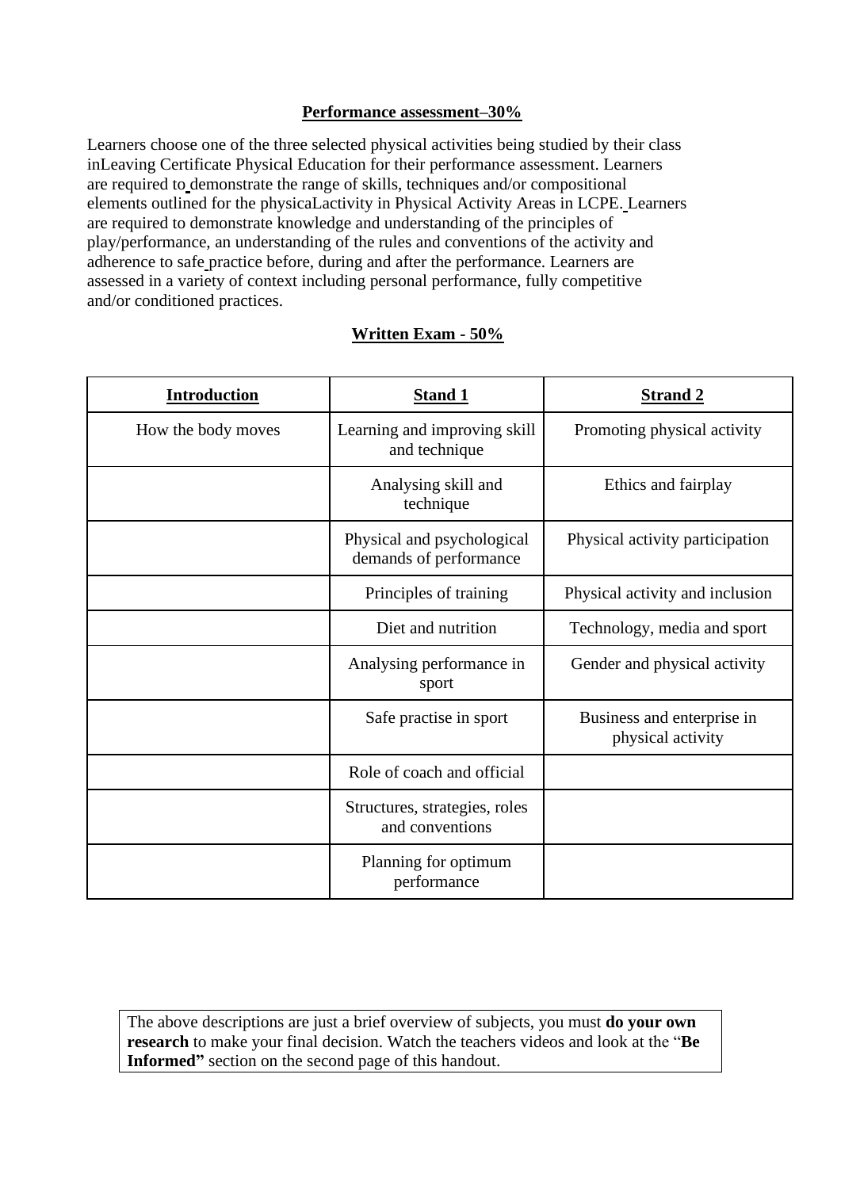**Performance assessment–30%**

Learners choose one of the three selected physical activities being studied by their class inLeaving Certificate Physical Education for their performance assessment. Learners are required to demonstrate the range of skills, techniques and/or compositional elements outlined for the physicaLactivity in Physical Activity Areas in LCPE. Learners are required to demonstrate knowledge and understanding of the principles of play/performance, an understanding of the rules and conventions of the activity and adherence to safe practice before, during and after the performance. Learners are assessed in a variety of context including personal performance, fully competitive and/or conditioned practices.

**Written Exam - 50%**

| **Introduction** | **Stand 1** | **Strand 2** |
|---|---|---|
| How the body moves | Learning and improving skill and technique | Promoting physical activity |
| | Analysing skill and technique | Ethics and fairplay |
| | Physical and psychological demands of performance | Physical activity participation |
| | Principles of training | Physical activity and inclusion |
| | Diet and nutrition | Technology, media and sport |
| | Analysing performance in sport | Gender and physical activity |
| | Safe practise in sport | Business and enterprise in physical activity |
| | Role of coach and official | |
| | Structures, strategies, roles and conventions | |
| | Planning for optimum performance | |

The above descriptions are just a brief overview of subjects, you must **do your own research** to make your final decision. Watch the teachers videos and look at the "**Be Informed"** section on the second page of this handout.